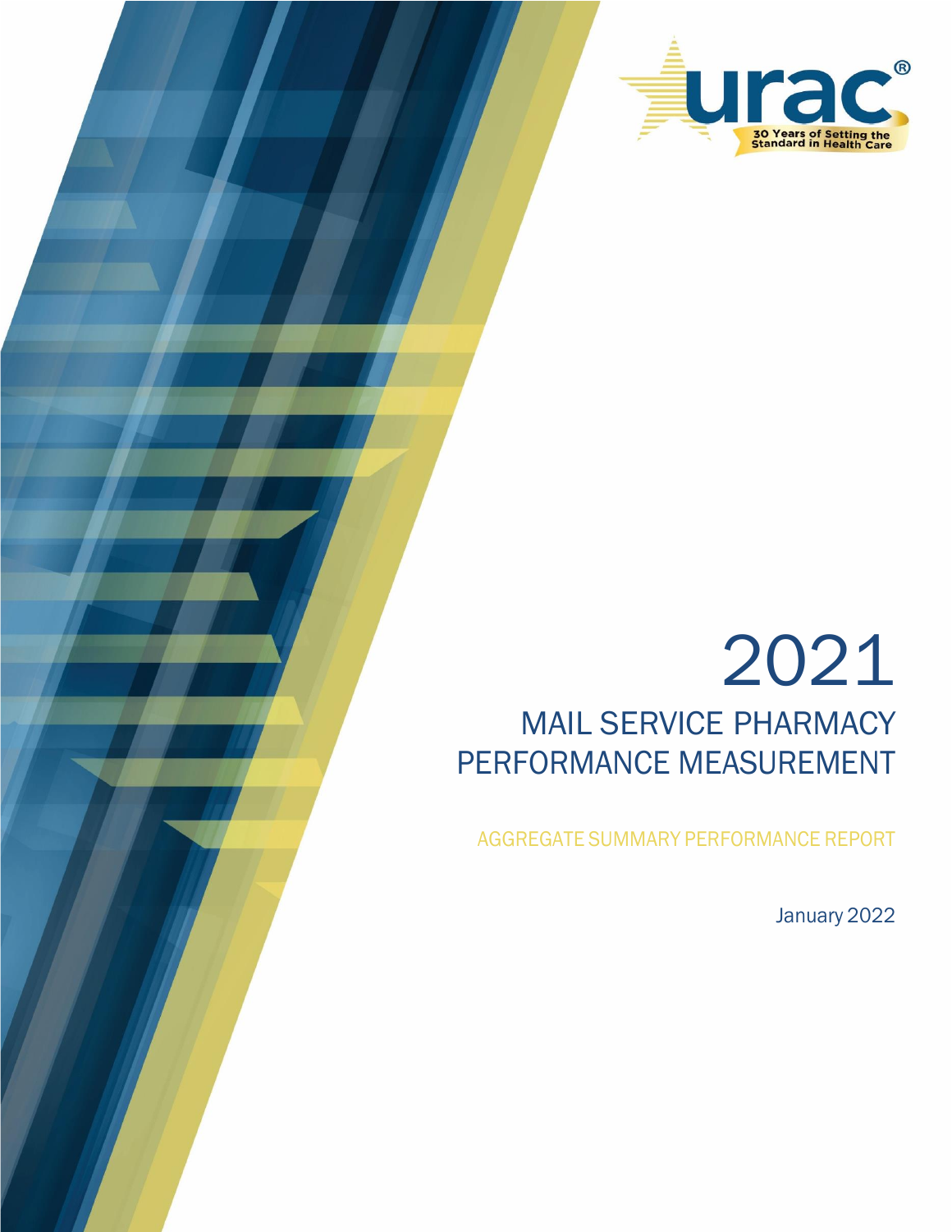urac®

30 Years of Setting the Standard in Health Care

# 2021

## MAIL SERVICE PHARMACY PERFORMANCE MEASUREMENT

### AGGREGATE SUMMARY PERFORMANCE REPORT

January 2022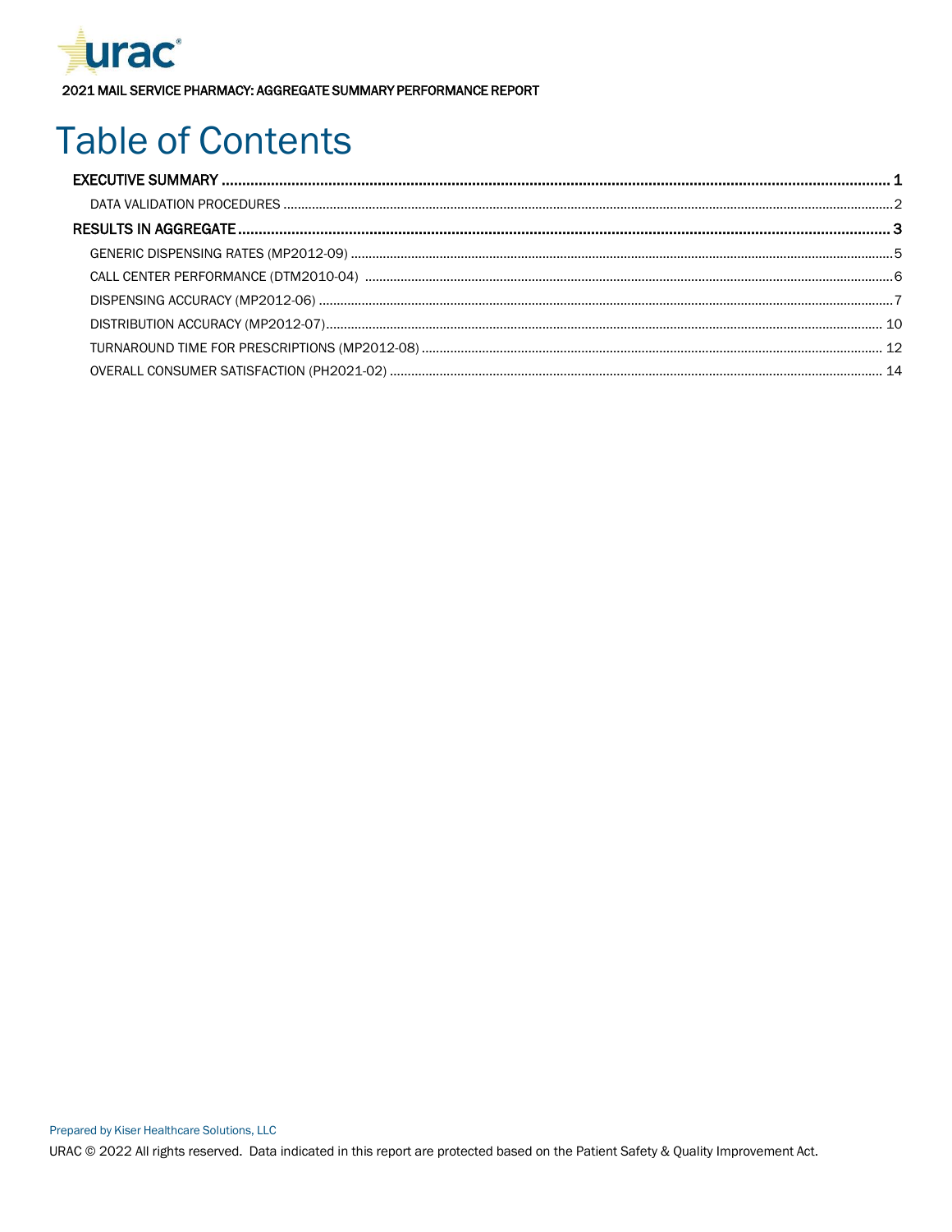2021 MAIL SERVICE PHARMACY: AGGREGATE SUMMARY PERFORMANCE REPORT

# Table of Contents

- EXECUTIVE SUMMARY ........ 1
  - DATA VALIDATION PROCEDURES ........ 2
- RESULTS IN AGGREGATE ........ 3
  - GENERIC DISPENSING RATES (MP2012-09) ........ 5
  - CALL CENTER PERFORMANCE (DTM2010-04) ........ 6
  - DISPENSING ACCURACY (MP2012-06) ........ 7
  - DISTRIBUTION ACCURACY (MP2012-07) ........ 10
  - TURNAROUND TIME FOR PRESCRIPTIONS (MP2012-08) ........ 12
  - OVERALL CONSUMER SATISFACTION (PH2021-02) ........ 14

Prepared by Kiser Healthcare Solutions, LLC

URAC © 2022 All rights reserved. Data indicated in this report are protected based on the Patient Safety & Quality Improvement Act.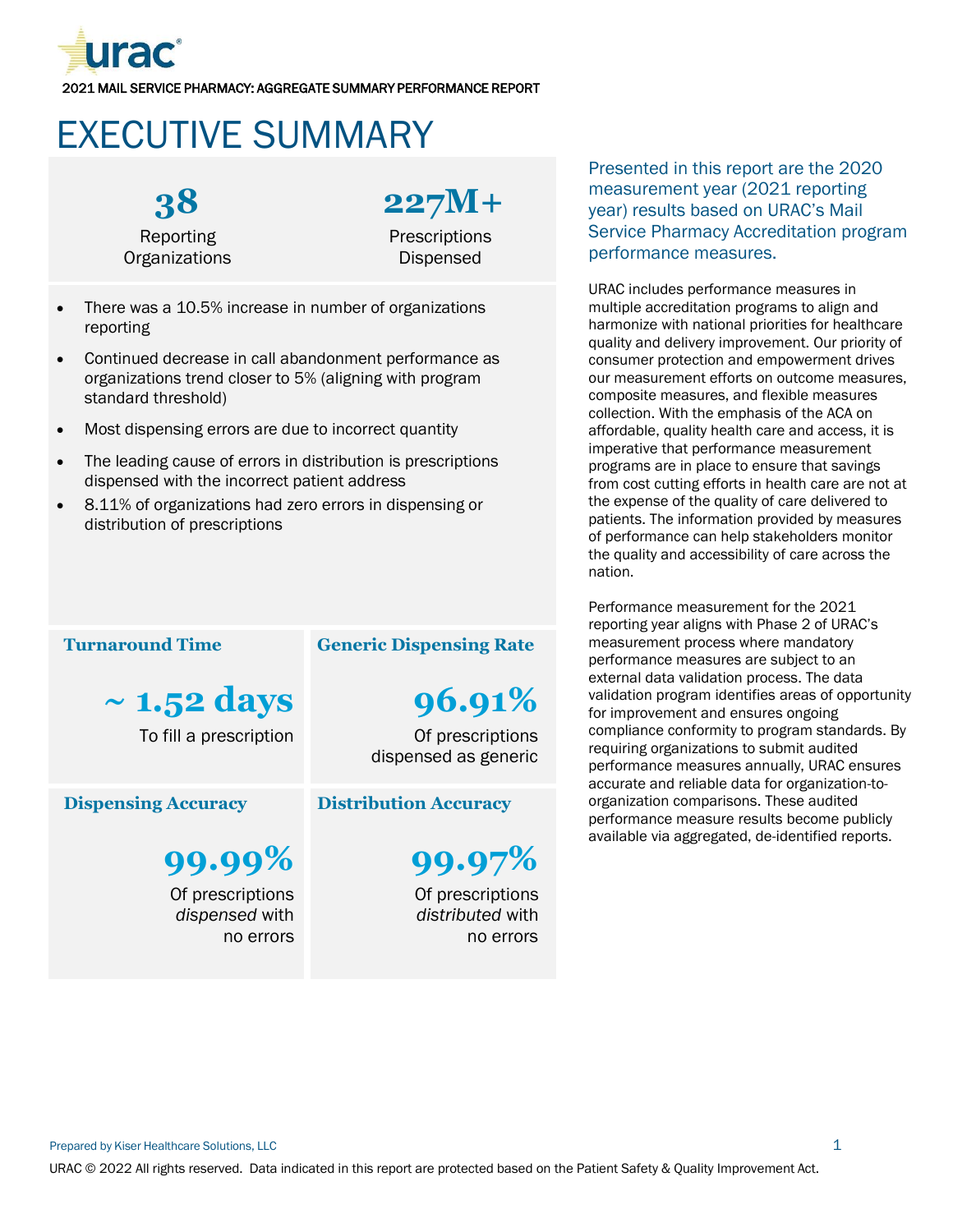2021 MAIL SERVICE PHARMACY: AGGREGATE SUMMARY PERFORMANCE REPORT

# EXECUTIVE SUMMARY

**38**
Reporting Organizations

**227M+**
Prescriptions Dispensed

- There was a 10.5% increase in number of organizations reporting
- Continued decrease in call abandonment performance as organizations trend closer to 5% (aligning with program standard threshold)
- Most dispensing errors are due to incorrect quantity
- The leading cause of errors in distribution is prescriptions dispensed with the incorrect patient address
- 8.11% of organizations had zero errors in dispensing or distribution of prescriptions

### Turnaround Time

**~ 1.52 days**
To fill a prescription

### Generic Dispensing Rate

**96.91%**
Of prescriptions dispensed as generic

### Dispensing Accuracy

**99.99%**
Of prescriptions *dispensed* with no errors

### Distribution Accuracy

**99.97%**
Of prescriptions *distributed* with no errors

Presented in this report are the 2020 measurement year (2021 reporting year) results based on URAC's Mail Service Pharmacy Accreditation program performance measures.

URAC includes performance measures in multiple accreditation programs to align and harmonize with national priorities for healthcare quality and delivery improvement. Our priority of consumer protection and empowerment drives our measurement efforts on outcome measures, composite measures, and flexible measures collection. With the emphasis of the ACA on affordable, quality health care and access, it is imperative that performance measurement programs are in place to ensure that savings from cost cutting efforts in health care are not at the expense of the quality of care delivered to patients. The information provided by measures of performance can help stakeholders monitor the quality and accessibility of care across the nation.

Performance measurement for the 2021 reporting year aligns with Phase 2 of URAC's measurement process where mandatory performance measures are subject to an external data validation process. The data validation program identifies areas of opportunity for improvement and ensures ongoing compliance conformity to program standards. By requiring organizations to submit audited performance measures annually, URAC ensures accurate and reliable data for organization-to-organization comparisons. These audited performance measure results become publicly available via aggregated, de-identified reports.

Prepared by Kiser Healthcare Solutions, LLC

URAC © 2022 All rights reserved. Data indicated in this report are protected based on the Patient Safety & Quality Improvement Act.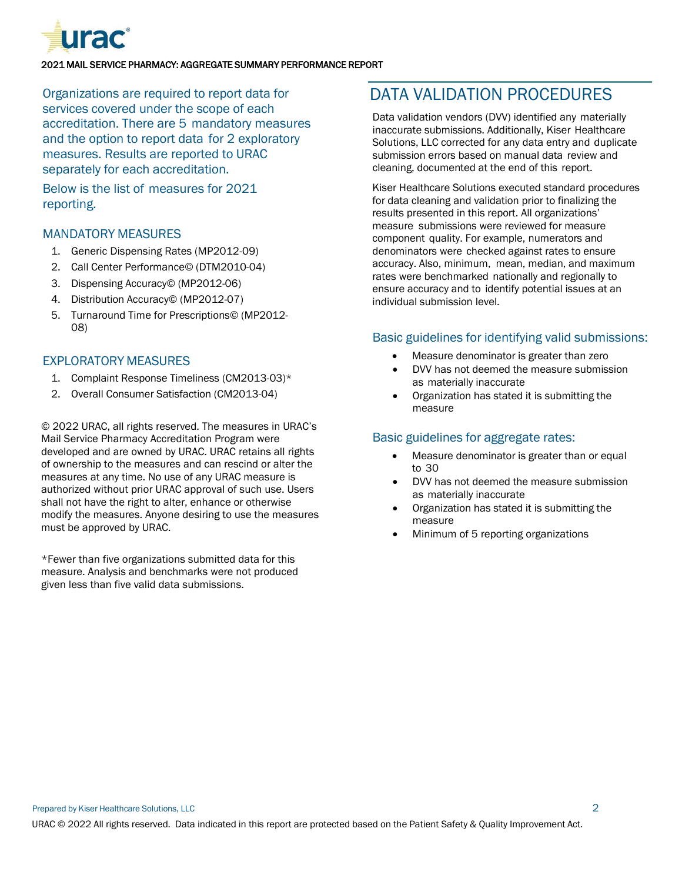Organizations are required to report data for services covered under the scope of each accreditation. There are 5 mandatory measures and the option to report data for 2 exploratory measures. Results are reported to URAC separately for each accreditation.

Below is the list of measures for 2021 reporting.

### MANDATORY MEASURES

1. Generic Dispensing Rates (MP2012-09)
2. Call Center Performance© (DTM2010-04)
3. Dispensing Accuracy© (MP2012-06)
4. Distribution Accuracy© (MP2012-07)
5. Turnaround Time for Prescriptions© (MP2012-08)

### EXPLORATORY MEASURES

1. Complaint Response Timeliness (CM2013-03)*
2. Overall Consumer Satisfaction (CM2013-04)

© 2022 URAC, all rights reserved. The measures in URAC's Mail Service Pharmacy Accreditation Program were developed and are owned by URAC. URAC retains all rights of ownership to the measures and can rescind or alter the measures at any time. No use of any URAC measure is authorized without prior URAC approval of such use. Users shall not have the right to alter, enhance or otherwise modify the measures. Anyone desiring to use the measures must be approved by URAC.

*Fewer than five organizations submitted data for this measure. Analysis and benchmarks were not produced given less than five valid data submissions.

## DATA VALIDATION PROCEDURES

Data validation vendors (DVV) identified any materially inaccurate submissions. Additionally, Kiser Healthcare Solutions, LLC corrected for any data entry and duplicate submission errors based on manual data review and cleaning, documented at the end of this report.

Kiser Healthcare Solutions executed standard procedures for data cleaning and validation prior to finalizing the results presented in this report. All organizations' measure submissions were reviewed for measure component quality. For example, numerators and denominators were checked against rates to ensure accuracy. Also, minimum, mean, median, and maximum rates were benchmarked nationally and regionally to ensure accuracy and to identify potential issues at an individual submission level.

### Basic guidelines for identifying valid submissions:

- Measure denominator is greater than zero
- DVV has not deemed the measure submission as materially inaccurate
- Organization has stated it is submitting the measure

### Basic guidelines for aggregate rates:

- Measure denominator is greater than or equal to 30
- DVV has not deemed the measure submission as materially inaccurate
- Organization has stated it is submitting the measure
- Minimum of 5 reporting organizations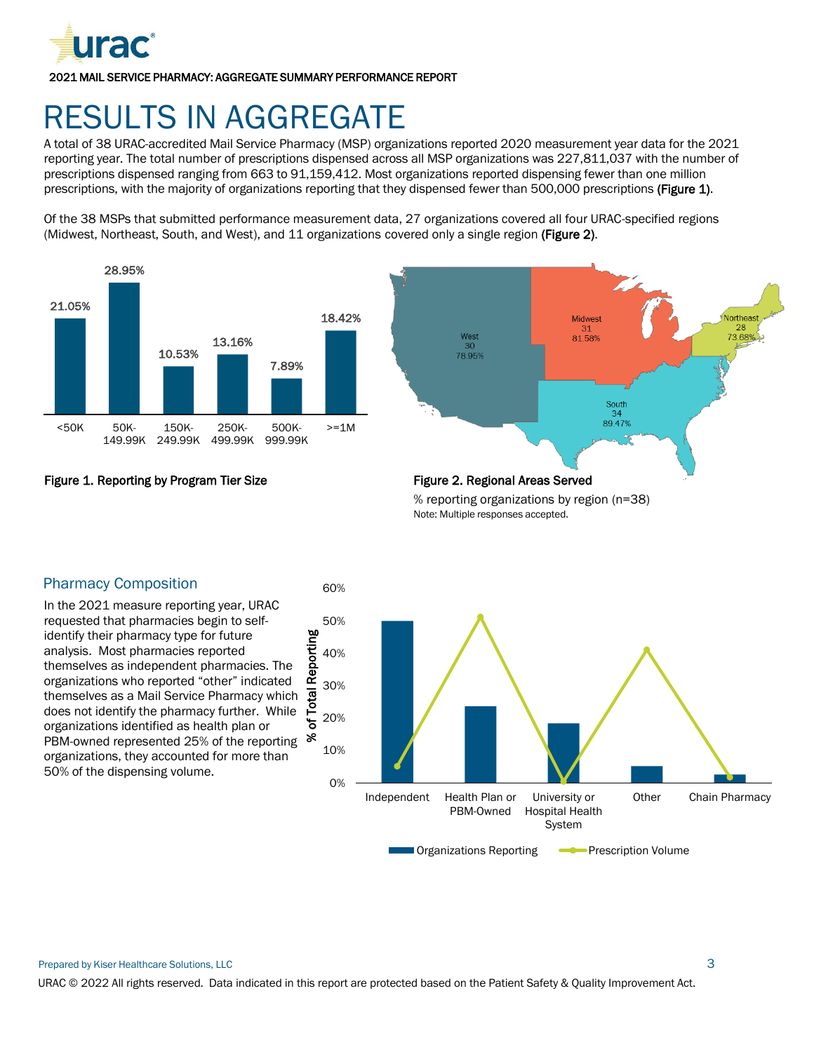# RESULTS IN AGGREGATE

A total of 38 URAC-accredited Mail Service Pharmacy (MSP) organizations reported 2020 measurement year data for the 2021 reporting year. The total number of prescriptions dispensed across all MSP organizations was 227,811,037 with the number of prescriptions dispensed ranging from 663 to 91,159,412. Most organizations reported dispensing fewer than one million prescriptions, with the majority of organizations reporting that they dispensed fewer than 500,000 prescriptions **(Figure 1)**.

Of the 38 MSPs that submitted performance measurement data, 27 organizations covered all four URAC-specified regions (Midwest, Northeast, South, and West), and 11 organizations covered only a single region **(Figure 2)**.

| Program Tier Size | % |
|---|---|
| <50K | 21.05% |
| 50K-149.99K | 28.95% |
| 150K-249.99K | 10.53% |
| 250K-499.99K | 13.16% |
| 500K-999.99K | 7.89% |
| >=1M | 18.42% |

**Figure 1. Reporting by Program Tier Size**

| Region | Count | % |
|---|---|---|
| West | 30 | 78.95% |
| Midwest | 31 | 81.58% |
| Northeast | 28 | 73.68% |
| South | 34 | 89.47% |

**Figure 2. Regional Areas Served**

% reporting organizations by region (n=38)

Note: Multiple responses accepted.

## Pharmacy Composition

In the 2021 measure reporting year, URAC requested that pharmacies begin to self-identify their pharmacy type for future analysis. Most organizations reported themselves as independent pharmacies. The organizations who reported "other" indicated themselves as a Mail Service Pharmacy which does not identify the pharmacy further. While organizations identified as health plan or PBM-owned represented 25% of the reporting organizations, they accounted for more than 50% of the dispensing volume.

Chart: % of Total Reporting by pharmacy type — Independent, Health Plan or PBM-Owned, University or Hospital Health System, Other, Chain Pharmacy. Legend: Organizations Reporting; Prescription Volume.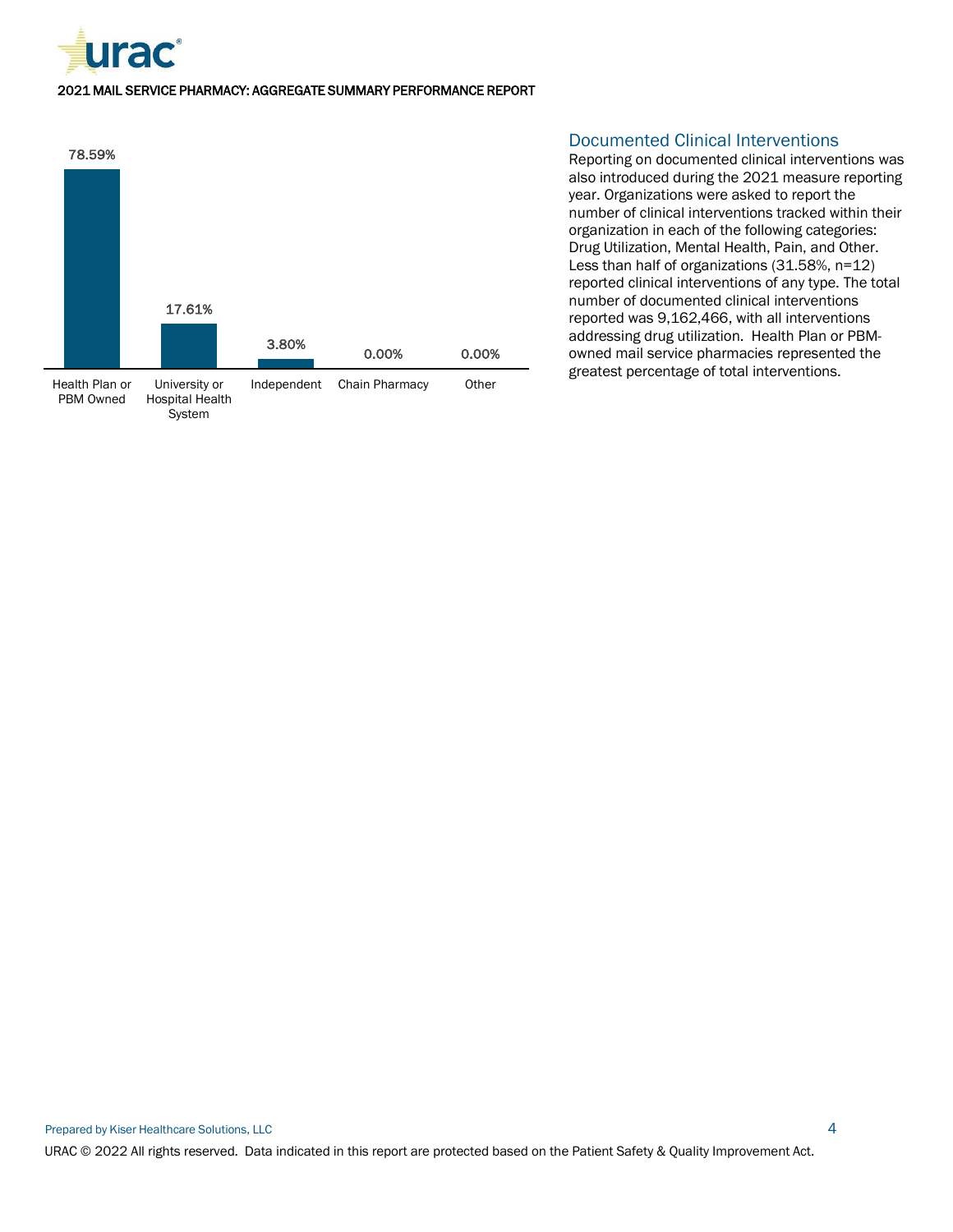| Health Plan or PBM Owned | University or Hospital Health System | Independent | Chain Pharmacy | Other |
|---|---|---|---|---|
| 78.59% | 17.61% | 3.80% | 0.00% | 0.00% |

## Documented Clinical Interventions

Reporting on documented clinical interventions was also introduced during the 2021 measure reporting year. Organizations were asked to report the number of clinical interventions tracked within their organization in each of the following categories: Drug Utilization, Mental Health, Pain, and Other. Less than half of organizations (31.58%, n=12) reported clinical interventions of any type. The total number of documented clinical interventions reported was 9,162,466, with all interventions addressing drug utilization. Health Plan or PBM-owned mail service pharmacies represented the greatest percentage of total interventions.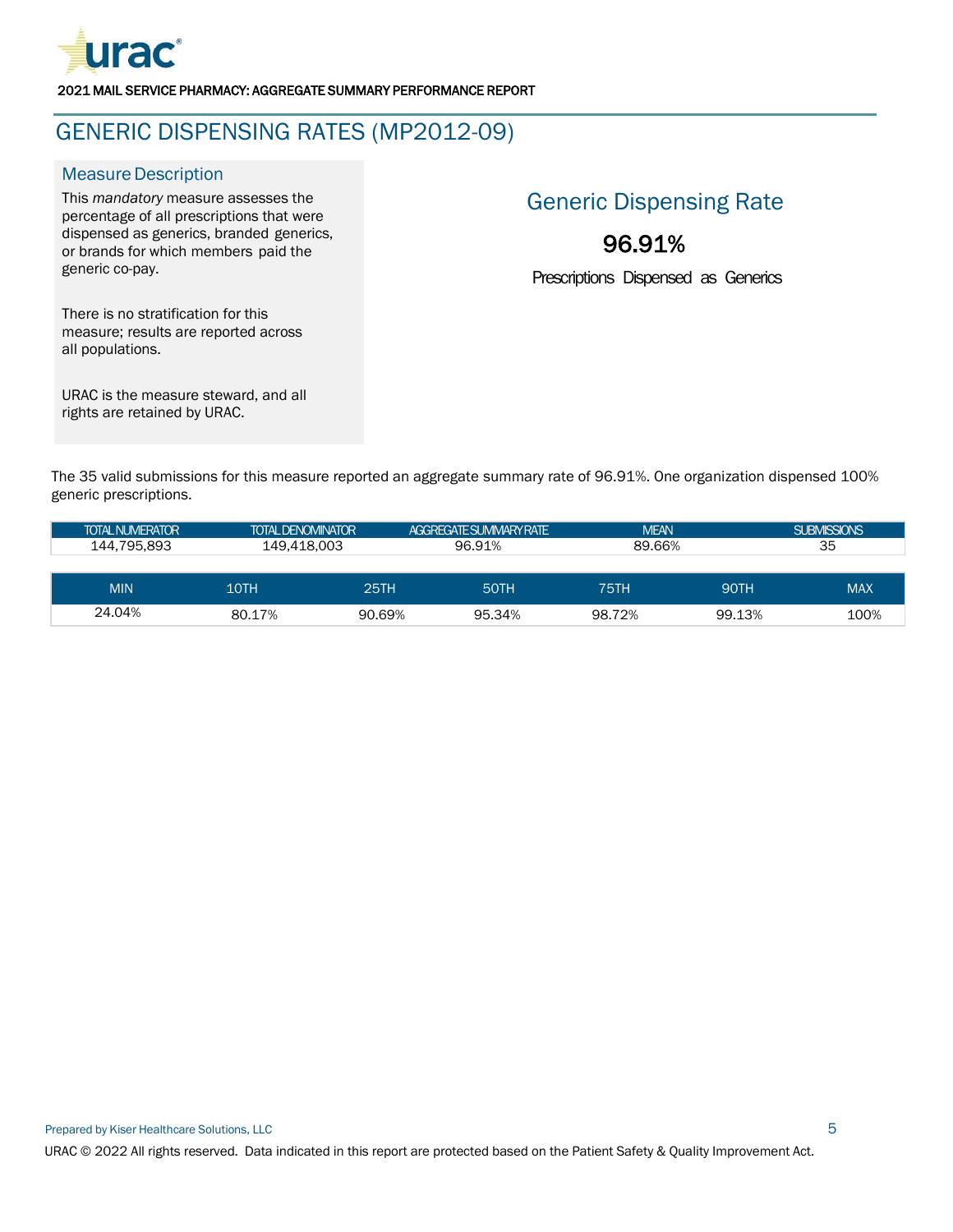2021 MAIL SERVICE PHARMACY: AGGREGATE SUMMARY PERFORMANCE REPORT

# GENERIC DISPENSING RATES (MP2012-09)

## Measure Description

This *mandatory* measure assesses the percentage of all prescriptions that were dispensed as generics, branded generics, or brands for which members paid the generic co-pay.

There is no stratification for this measure; results are reported across all populations.

URAC is the measure steward, and all rights are retained by URAC.

## Generic Dispensing Rate

**96.91%**

Prescriptions Dispensed as Generics

The 35 valid submissions for this measure reported an aggregate summary rate of 96.91%. One organization dispensed 100% generic prescriptions.

| TOTAL NUMERATOR | TOTAL DENOMINATOR | AGGREGATE SUMMARY RATE | MEAN | SUBMISSIONS |
|---|---|---|---|---|
| 144,795,893 | 149,418,003 | 96.91% | 89.66% | 35 |

| MIN | 10TH | 25TH | 50TH | 75TH | 90TH | MAX |
|---|---|---|---|---|---|---|
| 24.04% | 80.17% | 90.69% | 95.34% | 98.72% | 99.13% | 100% |

Prepared by Kiser Healthcare Solutions, LLC

URAC © 2022 All rights reserved. Data indicated in this report are protected based on the Patient Safety & Quality Improvement Act.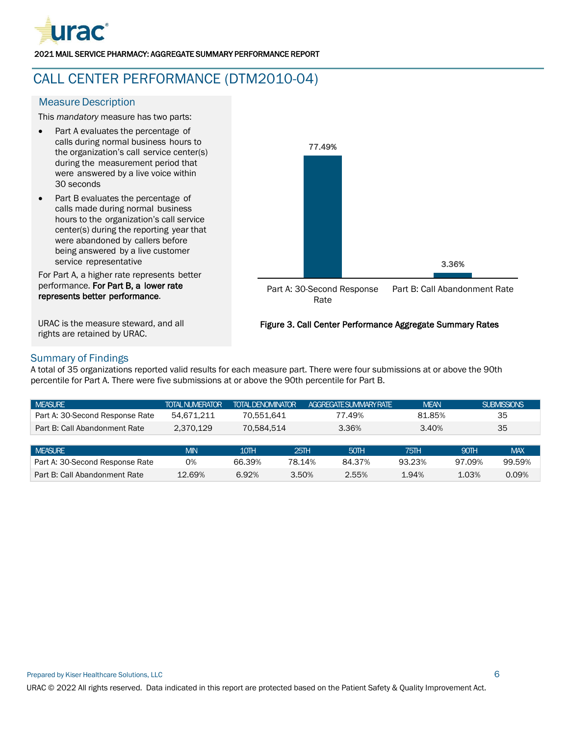# CALL CENTER PERFORMANCE (DTM2010-04)

## Measure Description

This *mandatory* measure has two parts:

- Part A evaluates the percentage of calls during normal business hours to the organization's call service center(s) during the measurement period that were answered by a live voice within 30 seconds
- Part B evaluates the percentage of calls made during normal business hours to the organization's call service center(s) during the reporting year that were abandoned by callers before being answered by a live customer service representative

For Part A, a higher rate represents better performance. **For Part B, a lower rate represents better performance.**

URAC is the measure steward, and all rights are retained by URAC.

77.49%

3.36%

Part A: 30-Second Response Rate

Part B: Call Abandonment Rate

**Figure 3. Call Center Performance Aggregate Summary Rates**

## Summary of Findings

A total of 35 organizations reported valid results for each measure part. There were four submissions at or above the 90th percentile for Part A. There were five submissions at or above the 90th percentile for Part B.

| MEASURE | TOTAL NUMERATOR | TOTAL DENOMINATOR | AGGREGATE SUMMARY RATE | MEAN | SUBMISSIONS |
|---|---|---|---|---|---|
| Part A: 30-Second Response Rate | 54,671,211 | 70,551,641 | 77.49% | 81.85% | 35 |
| Part B: Call Abandonment Rate | 2,370,129 | 70,584,514 | 3.36% | 3.40% | 35 |

| MEASURE | MIN | 10TH | 25TH | 50TH | 75TH | 90TH | MAX |
|---|---|---|---|---|---|---|---|
| Part A: 30-Second Response Rate | 0% | 66.39% | 78.14% | 84.37% | 93.23% | 97.09% | 99.59% |
| Part B: Call Abandonment Rate | 12.69% | 6.92% | 3.50% | 2.55% | 1.94% | 1.03% | 0.09% |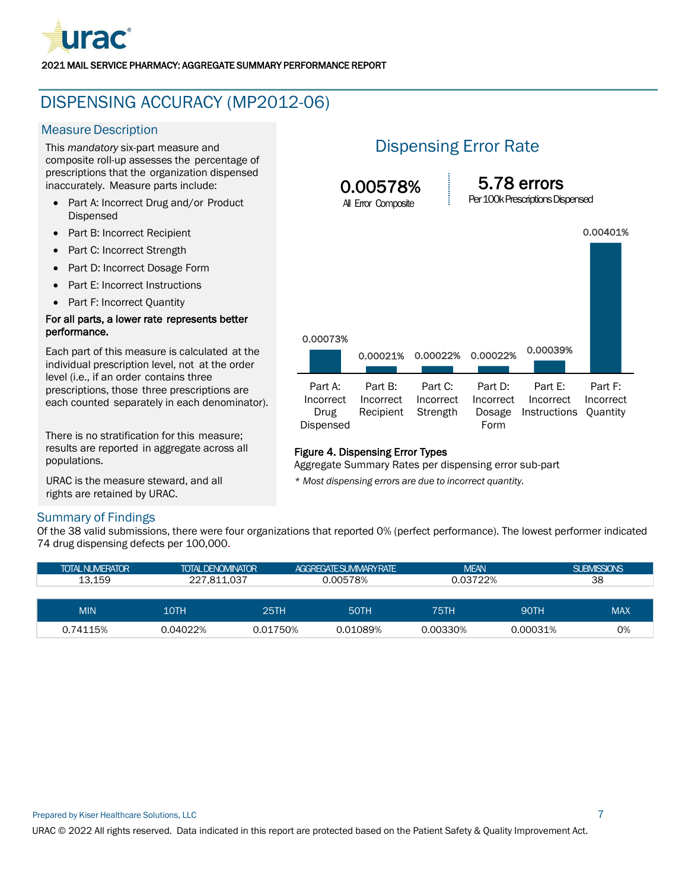2021 MAIL SERVICE PHARMACY: AGGREGATE SUMMARY PERFORMANCE REPORT

# DISPENSING ACCURACY (MP2012-06)

## Measure Description

This *mandatory* six-part measure and composite roll-up assesses the percentage of prescriptions that the organization dispensed inaccurately. Measure parts include:

- Part A: Incorrect Drug and/or Product Dispensed
- Part B: Incorrect Recipient
- Part C: Incorrect Strength
- Part D: Incorrect Dosage Form
- Part E: Incorrect Instructions
- Part F: Incorrect Quantity

**For all parts, a lower rate represents better performance.**

Each part of this measure is calculated at the individual prescription level, not at the order level (i.e., if an order contains three prescriptions, those three prescriptions are each counted separately in each denominator).

There is no stratification for this measure; results are reported in aggregate across all populations.

URAC is the measure steward, and all rights are retained by URAC.

## Dispensing Error Rate

**0.00578%** All Error Composite

**5.78 errors** Per 100k Prescriptions Dispensed

| Part | Rate |
|---|---|
| Part A: Incorrect Drug Dispensed | 0.00073% |
| Part B: Incorrect Recipient | 0.00021% |
| Part C: Incorrect Strength | 0.00022% |
| Part D: Incorrect Dosage Form | 0.00022% |
| Part E: Incorrect Instructions | 0.00039% |
| Part F: Incorrect Quantity | 0.00401% |

**Figure 4. Dispensing Error Types**
Aggregate Summary Rates per dispensing error sub-part

*\* Most dispensing errors are due to incorrect quantity.*

## Summary of Findings

Of the 38 valid submissions, there were four organizations that reported 0% (perfect performance). The lowest performer indicated 74 drug dispensing defects per 100,000.

| TOTAL NUMERATOR | TOTAL DENOMINATOR | AGGREGATE SUMMARY RATE | MEAN | SUBMISSIONS |
|---|---|---|---|---|
| 13,159 | 227,811,037 | 0.00578% | 0.03722% | 38 |

| MIN | 10TH | 25TH | 50TH | 75TH | 90TH | MAX |
|---|---|---|---|---|---|---|
| 0.74115% | 0.04022% | 0.01750% | 0.01089% | 0.00330% | 0.00031% | 0% |

Prepared by Kiser Healthcare Solutions, LLC

URAC © 2022 All rights reserved. Data indicated in this report are protected based on the Patient Safety & Quality Improvement Act.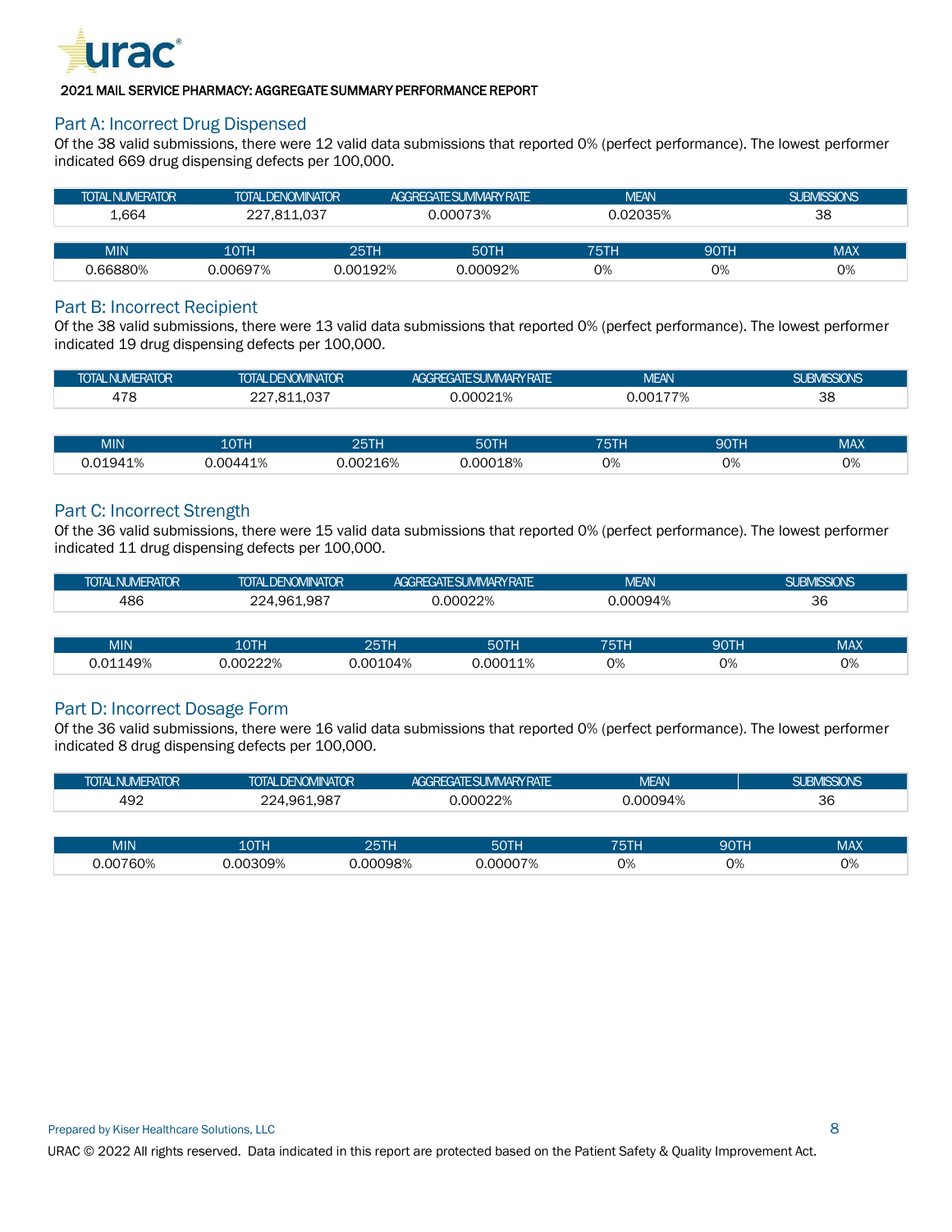2021 MAIL SERVICE PHARMACY: AGGREGATE SUMMARY PERFORMANCE REPORT

## Part A: Incorrect Drug Dispensed

Of the 38 valid submissions, there were 12 valid data submissions that reported 0% (perfect performance). The lowest performer indicated 669 drug dispensing defects per 100,000.

| TOTAL NUMERATOR | TOTAL DENOMINATOR | AGGREGATE SUMMARY RATE | MEAN | SUBMISSIONS |
|---|---|---|---|---|
| 1,664 | 227,811,037 | 0.00073% | 0.02035% | 38 |

| MIN | 10TH | 25TH | 50TH | 75TH | 90TH | MAX |
|---|---|---|---|---|---|---|
| 0.66880% | 0.00697% | 0.00192% | 0.00092% | 0% | 0% | 0% |

## Part B: Incorrect Recipient

Of the 38 valid submissions, there were 13 valid data submissions that reported 0% (perfect performance). The lowest performer indicated 19 drug dispensing defects per 100,000.

| TOTAL NUMERATOR | TOTAL DENOMINATOR | AGGREGATE SUMMARY RATE | MEAN | SUBMISSIONS |
|---|---|---|---|---|
| 478 | 227,811,037 | 0.00021% | 0.00177% | 38 |

| MIN | 10TH | 25TH | 50TH | 75TH | 90TH | MAX |
|---|---|---|---|---|---|---|
| 0.01941% | 0.00441% | 0.00216% | 0.00018% | 0% | 0% | 0% |

## Part C: Incorrect Strength

Of the 36 valid submissions, there were 15 valid data submissions that reported 0% (perfect performance). The lowest performer indicated 11 drug dispensing defects per 100,000.

| TOTAL NUMERATOR | TOTAL DENOMINATOR | AGGREGATE SUMMARY RATE | MEAN | SUBMISSIONS |
|---|---|---|---|---|
| 486 | 224,961,987 | 0.00022% | 0.00094% | 36 |

| MIN | 10TH | 25TH | 50TH | 75TH | 90TH | MAX |
|---|---|---|---|---|---|---|
| 0.01149% | 0.00222% | 0.00104% | 0.00011% | 0% | 0% | 0% |

## Part D: Incorrect Dosage Form

Of the 36 valid submissions, there were 16 valid data submissions that reported 0% (perfect performance). The lowest performer indicated 8 drug dispensing defects per 100,000.

| TOTAL NUMERATOR | TOTAL DENOMINATOR | AGGREGATE SUMMARY RATE | MEAN | SUBMISSIONS |
|---|---|---|---|---|
| 492 | 224,961,987 | 0.00022% | 0.00094% | 36 |

| MIN | 10TH | 25TH | 50TH | 75TH | 90TH | MAX |
|---|---|---|---|---|---|---|
| 0.00760% | 0.00309% | 0.00098% | 0.00007% | 0% | 0% | 0% |

Prepared by Kiser Healthcare Solutions, LLC

URAC © 2022 All rights reserved. Data indicated in this report are protected based on the Patient Safety & Quality Improvement Act.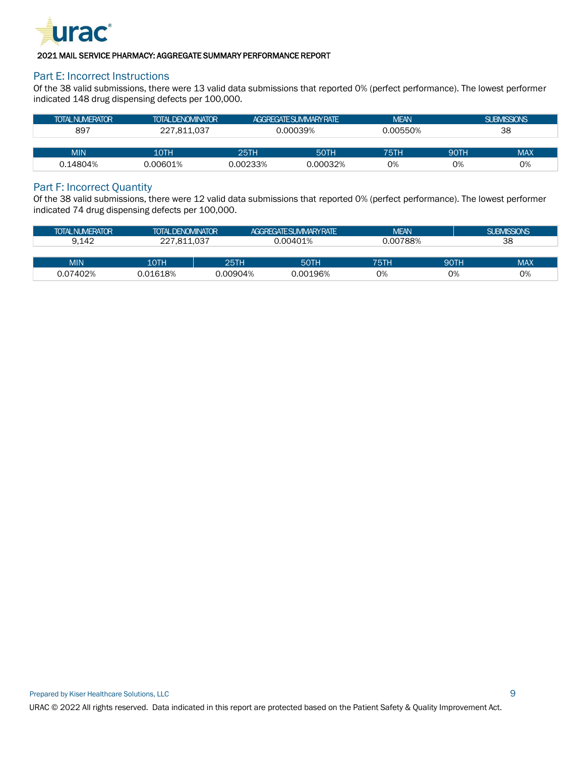## Part E: Incorrect Instructions

Of the 38 valid submissions, there were 13 valid data submissions that reported 0% (perfect performance). The lowest performer indicated 148 drug dispensing defects per 100,000.

| TOTAL NUMERATOR | TOTAL DENOMINATOR | AGGREGATE SUMMARY RATE | MEAN | SUBMISSIONS |
|---|---|---|---|---|
| 897 | 227,811,037 | 0.00039% | 0.00550% | 38 |

| MIN | 10TH | 25TH | 50TH | 75TH | 90TH | MAX |
|---|---|---|---|---|---|---|
| 0.14804% | 0.00601% | 0.00233% | 0.00032% | 0% | 0% | 0% |

## Part F: Incorrect Quantity

Of the 38 valid submissions, there were 12 valid data submissions that reported 0% (perfect performance). The lowest performer indicated 74 drug dispensing defects per 100,000.

| TOTAL NUMERATOR | TOTAL DENOMINATOR | AGGREGATE SUMMARY RATE | MEAN | SUBMISSIONS |
|---|---|---|---|---|
| 9,142 | 227,811,037 | 0.00401% | 0.00788% | 38 |

| MIN | 10TH | 25TH | 50TH | 75TH | 90TH | MAX |
|---|---|---|---|---|---|---|
| 0.07402% | 0.01618% | 0.00904% | 0.00196% | 0% | 0% | 0% |

Prepared by Kiser Healthcare Solutions, LLC

URAC © 2022 All rights reserved. Data indicated in this report are protected based on the Patient Safety & Quality Improvement Act.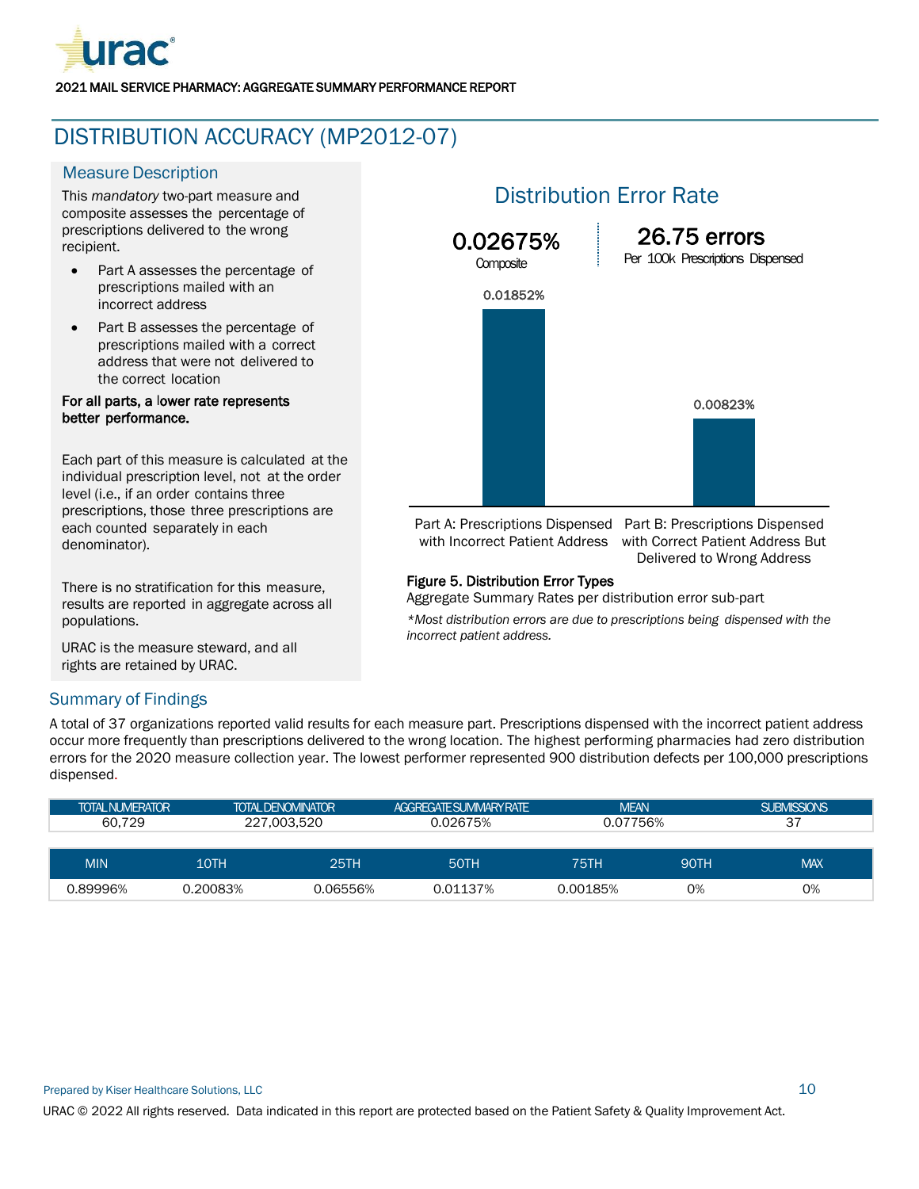# DISTRIBUTION ACCURACY (MP2012-07)

## Measure Description

This *mandatory* two-part measure and composite assesses the percentage of prescriptions delivered to the wrong recipient.

- Part A assesses the percentage of prescriptions mailed with an incorrect address
- Part B assesses the percentage of prescriptions mailed with a correct address that were not delivered to the correct location

**For all parts, a lower rate represents better performance.**

Each part of this measure is calculated at the individual prescription level, not at the order level (i.e., if an order contains three prescriptions, those three prescriptions are each counted separately in each denominator).

There is no stratification for this measure, results are reported in aggregate across all populations.

URAC is the measure steward, and all rights are retained by URAC.

## Distribution Error Rate

**0.02675%**
Composite

**26.75 errors**
Per 100k Prescriptions Dispensed

| | Rate |
|---|---|
| Part A: Prescriptions Dispensed with Incorrect Patient Address | 0.01852% |
| Part B: Prescriptions Dispensed with Correct Patient Address But Delivered to Wrong Address | 0.00823% |

**Figure 5. Distribution Error Types**
Aggregate Summary Rates per distribution error sub-part

*\*Most distribution errors are due to prescriptions being dispensed with the incorrect patient address.*

## Summary of Findings

A total of 37 organizations reported valid results for each measure part. Prescriptions dispensed with the incorrect patient address occur more frequently than prescriptions delivered to the wrong location. The highest performing pharmacies had zero distribution errors for the 2020 measure collection year. The lowest performer represented 900 distribution defects per 100,000 prescriptions dispensed.

| TOTAL NUMERATOR | TOTAL DENOMINATOR | AGGREGATE SUMMARY RATE | MEAN | SUBMISSIONS |
|---|---|---|---|---|
| 60,729 | 227,003,520 | 0.02675% | 0.07756% | 37 |

| MIN | 10TH | 25TH | 50TH | 75TH | 90TH | MAX |
|---|---|---|---|---|---|---|
| 0.89996% | 0.20083% | 0.06556% | 0.01137% | 0.00185% | 0% | 0% |

Prepared by Kiser Healthcare Solutions, LLC

URAC © 2022 All rights reserved. Data indicated in this report are protected based on the Patient Safety & Quality Improvement Act.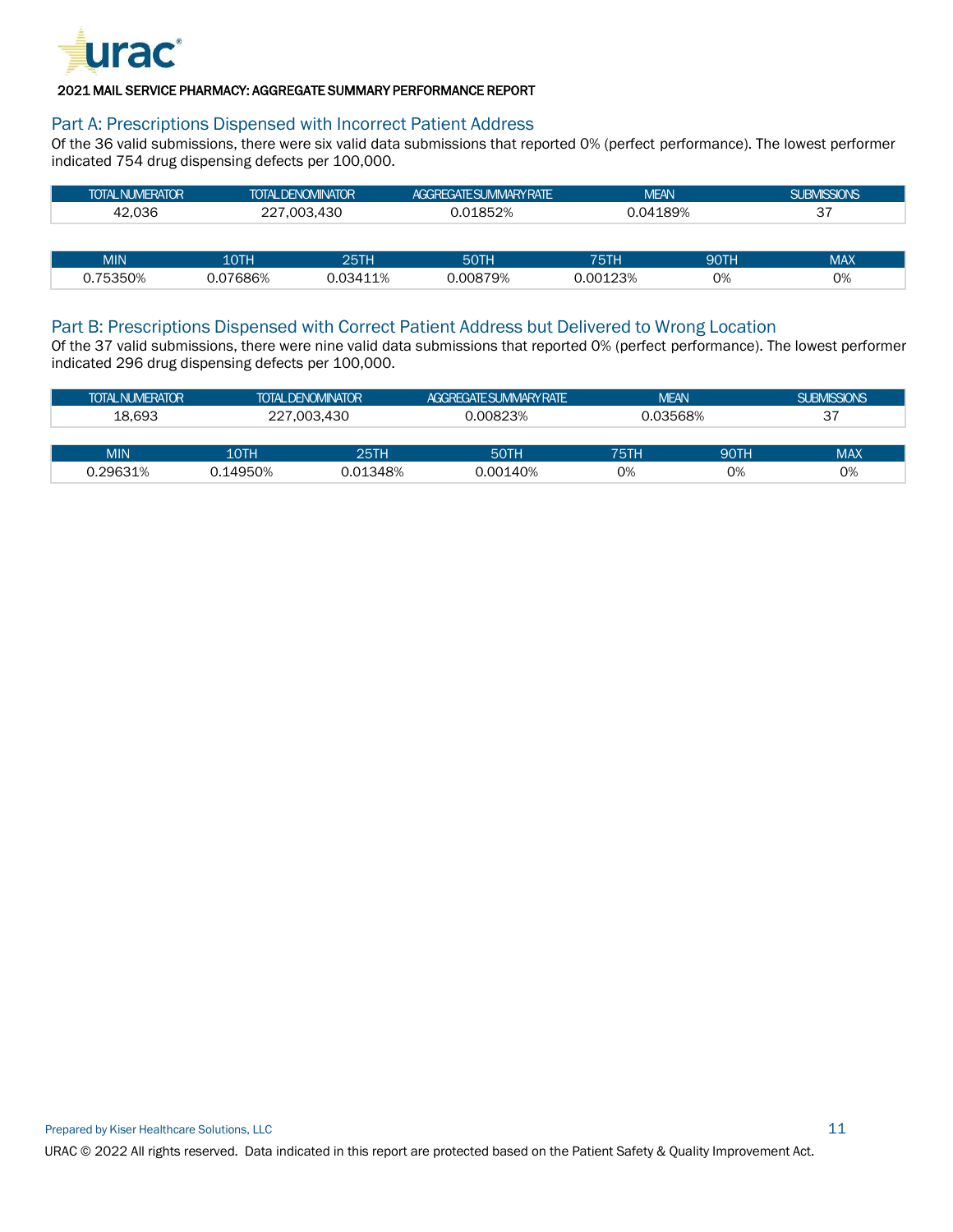2021 MAIL SERVICE PHARMACY: AGGREGATE SUMMARY PERFORMANCE REPORT

## Part A: Prescriptions Dispensed with Incorrect Patient Address

Of the 36 valid submissions, there were six valid data submissions that reported 0% (perfect performance). The lowest performer indicated 754 drug dispensing defects per 100,000.

| TOTAL NUMERATOR | TOTAL DENOMINATOR | AGGREGATE SUMMARY RATE | MEAN | SUBMISSIONS |
|---|---|---|---|---|
| 42,036 | 227,003,430 | 0.01852% | 0.04189% | 37 |

| MIN | 10TH | 25TH | 50TH | 75TH | 90TH | MAX |
|---|---|---|---|---|---|---|
| 0.75350% | 0.07686% | 0.03411% | 0.00879% | 0.00123% | 0% | 0% |

## Part B: Prescriptions Dispensed with Correct Patient Address but Delivered to Wrong Location

Of the 37 valid submissions, there were nine valid data submissions that reported 0% (perfect performance). The lowest performer indicated 296 drug dispensing defects per 100,000.

| TOTAL NUMERATOR | TOTAL DENOMINATOR | AGGREGATE SUMMARY RATE | MEAN | SUBMISSIONS |
|---|---|---|---|---|
| 18,693 | 227,003,430 | 0.00823% | 0.03568% | 37 |

| MIN | 10TH | 25TH | 50TH | 75TH | 90TH | MAX |
|---|---|---|---|---|---|---|
| 0.29631% | 0.14950% | 0.01348% | 0.00140% | 0% | 0% | 0% |

Prepared by Kiser Healthcare Solutions, LLC

URAC © 2022 All rights reserved. Data indicated in this report are protected based on the Patient Safety & Quality Improvement Act.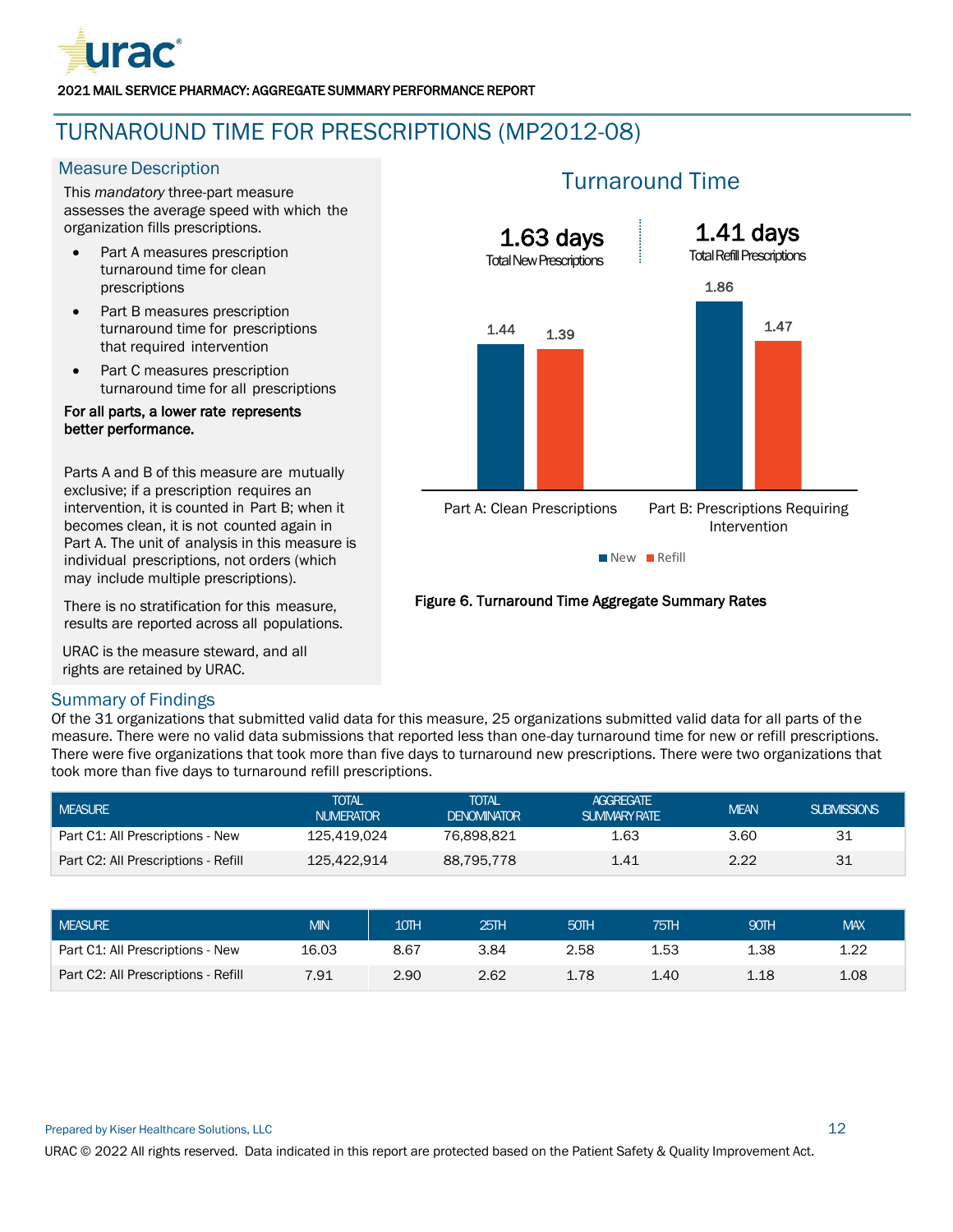# TURNAROUND TIME FOR PRESCRIPTIONS (MP2012-08)

## Measure Description

This *mandatory* three-part measure assesses the average speed with which the organization fills prescriptions.

- Part A measures prescription turnaround time for clean prescriptions
- Part B measures prescription turnaround time for prescriptions that required intervention
- Part C measures prescription turnaround time for all prescriptions

**For all parts, a lower rate represents better performance.**

Parts A and B of this measure are mutually exclusive; if a prescription requires an intervention, it is counted in Part B; when it becomes clean, it is not counted again in Part A. The unit of analysis in this measure is individual prescriptions, not orders (which may include multiple prescriptions).

There is no stratification for this measure, results are reported across all populations.

URAC is the measure steward, and all rights are retained by URAC.

### Turnaround Time

**1.63 days** Total New Prescriptions

**1.41 days** Total Refill Prescriptions

| | New | Refill |
|---|---|---|
| Part A: Clean Prescriptions | 1.44 | 1.39 |
| Part B: Prescriptions Requiring Intervention | 1.86 | 1.47 |

**Figure 6. Turnaround Time Aggregate Summary Rates**

## Summary of Findings

Of the 31 organizations that submitted valid data for this measure, 25 organizations submitted valid data for all parts of the measure. There were no valid data submissions that reported less than one-day turnaround time for new or refill prescriptions. There were five organizations that took more than five days to turnaround new prescriptions. There were two organizations that took more than five days to turnaround refill prescriptions.

| MEASURE | TOTAL NUMERATOR | TOTAL DENOMINATOR | AGGREGATE SUMMARY RATE | MEAN | SUBMISSIONS |
|---|---|---|---|---|---|
| Part C1: All Prescriptions - New | 125,419,024 | 76,898,821 | 1.63 | 3.60 | 31 |
| Part C2: All Prescriptions - Refill | 125,422,914 | 88,795,778 | 1.41 | 2.22 | 31 |

| MEASURE | MIN | 10TH | 25TH | 50TH | 75TH | 90TH | MAX |
|---|---|---|---|---|---|---|---|
| Part C1: All Prescriptions - New | 16.03 | 8.67 | 3.84 | 2.58 | 1.53 | 1.38 | 1.22 |
| Part C2: All Prescriptions - Refill | 7.91 | 2.90 | 2.62 | 1.78 | 1.40 | 1.18 | 1.08 |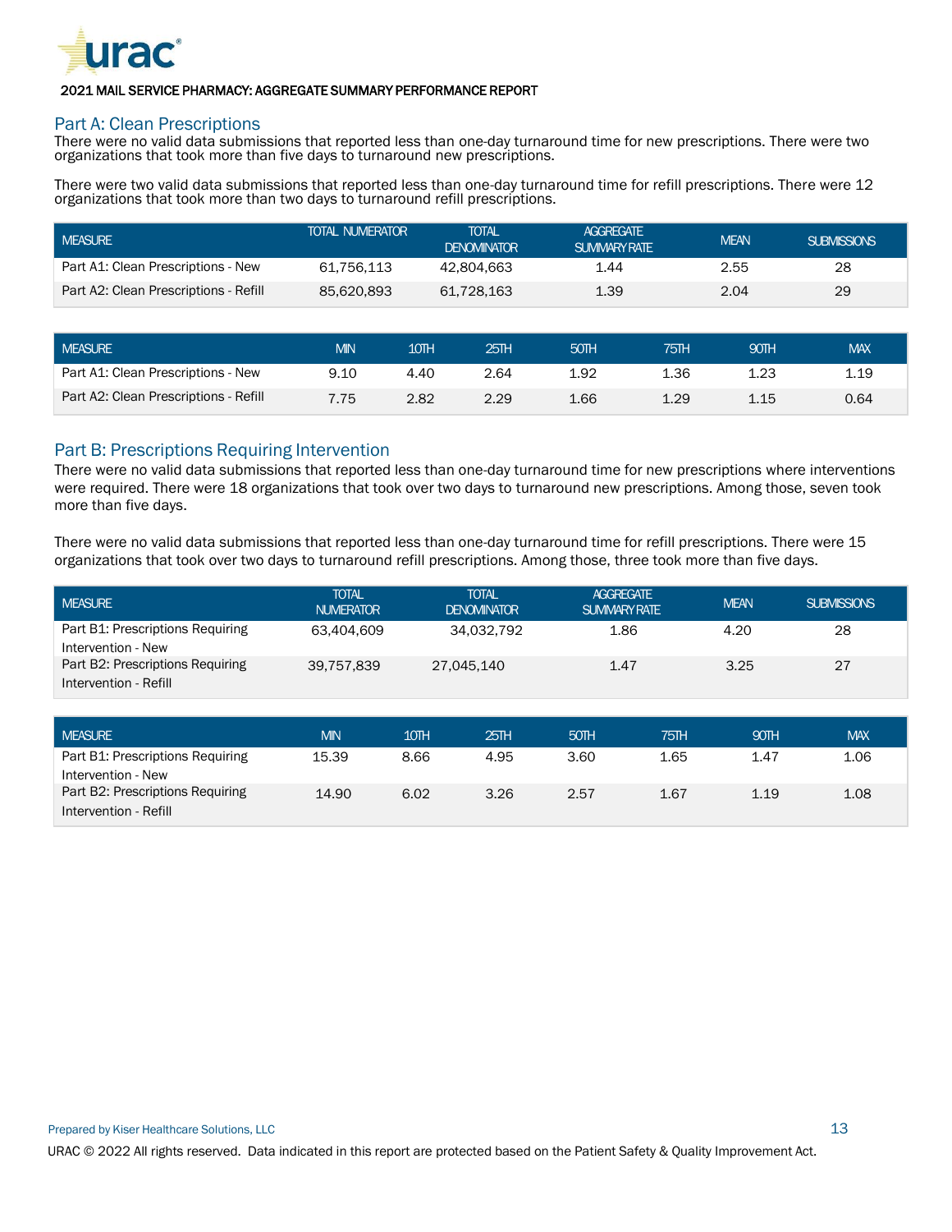2021 MAIL SERVICE PHARMACY: AGGREGATE SUMMARY PERFORMANCE REPORT

## Part A: Clean Prescriptions

There were no valid data submissions that reported less than one-day turnaround time for new prescriptions. There were two organizations that took more than five days to turnaround new prescriptions.

There were two valid data submissions that reported less than one-day turnaround time for refill prescriptions. There were 12 organizations that took more than two days to turnaround refill prescriptions.

| MEASURE | TOTAL NUMERATOR | TOTAL DENOMINATOR | AGGREGATE SUMMARY RATE | MEAN | SUBMISSIONS |
|---|---|---|---|---|---|
| Part A1: Clean Prescriptions - New | 61,756,113 | 42,804,663 | 1.44 | 2.55 | 28 |
| Part A2: Clean Prescriptions - Refill | 85,620,893 | 61,728,163 | 1.39 | 2.04 | 29 |

| MEASURE | MIN | 10TH | 25TH | 50TH | 75TH | 90TH | MAX |
|---|---|---|---|---|---|---|---|
| Part A1: Clean Prescriptions - New | 9.10 | 4.40 | 2.64 | 1.92 | 1.36 | 1.23 | 1.19 |
| Part A2: Clean Prescriptions - Refill | 7.75 | 2.82 | 2.29 | 1.66 | 1.29 | 1.15 | 0.64 |

## Part B: Prescriptions Requiring Intervention

There were no valid data submissions that reported less than one-day turnaround time for new prescriptions where interventions were required. There were 18 organizations that took over two days to turnaround new prescriptions. Among those, seven took more than five days.

There were no valid data submissions that reported less than one-day turnaround time for refill prescriptions. There were 15 organizations that took over two days to turnaround refill prescriptions. Among those, three took more than five days.

| MEASURE | TOTAL NUMERATOR | TOTAL DENOMINATOR | AGGREGATE SUMMARY RATE | MEAN | SUBMISSIONS |
|---|---|---|---|---|---|
| Part B1: Prescriptions Requiring Intervention - New | 63,404,609 | 34,032,792 | 1.86 | 4.20 | 28 |
| Part B2: Prescriptions Requiring Intervention - Refill | 39,757,839 | 27,045,140 | 1.47 | 3.25 | 27 |

| MEASURE | MIN | 10TH | 25TH | 50TH | 75TH | 90TH | MAX |
|---|---|---|---|---|---|---|---|
| Part B1: Prescriptions Requiring Intervention - New | 15.39 | 8.66 | 4.95 | 3.60 | 1.65 | 1.47 | 1.06 |
| Part B2: Prescriptions Requiring Intervention - Refill | 14.90 | 6.02 | 3.26 | 2.57 | 1.67 | 1.19 | 1.08 |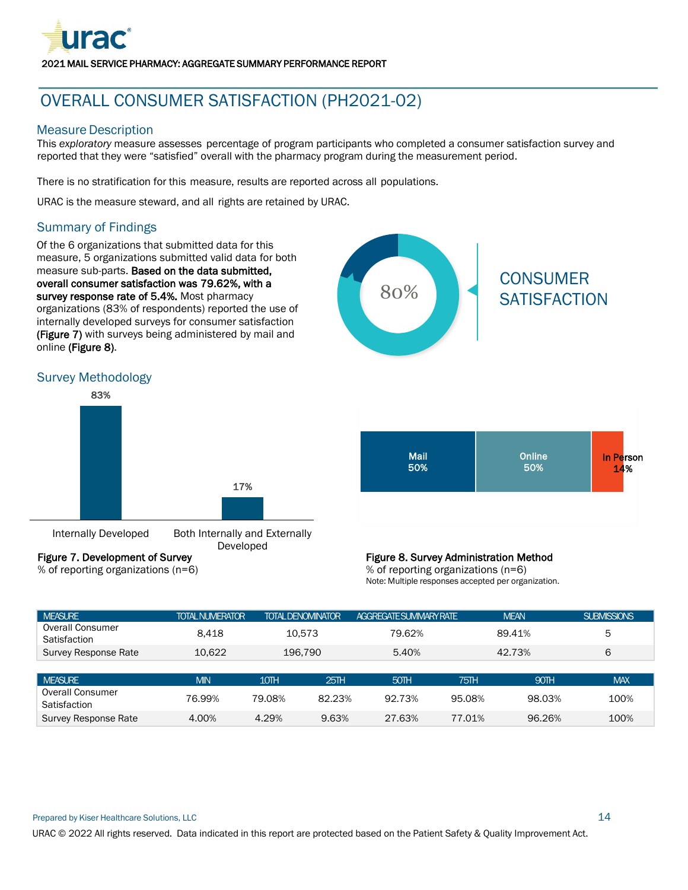# OVERALL CONSUMER SATISFACTION (PH2021-02)

## Measure Description

This *exploratory* measure assesses percentage of program participants who completed a consumer satisfaction survey and reported that they were "satisfied" overall with the pharmacy program during the measurement period.

There is no stratification for this measure, results are reported across all populations.

URAC is the measure steward, and all rights are retained by URAC.

## Summary of Findings

Of the 6 organizations that submitted data for this measure, 5 organizations submitted valid data for both measure sub-parts. **Based on the data submitted, overall consumer satisfaction was 79.62%, with a survey response rate of 5.4%.** Most pharmacy organizations (83% of respondents) reported the use of internally developed surveys for consumer satisfaction **(Figure 7)** with surveys being administered by mail and online **(Figure 8)**.

80%

CONSUMER SATISFACTION

## Survey Methodology

83%

17%

Internally Developed

Both Internally and Externally Developed

**Figure 7. Development of Survey**
% of reporting organizations (n=6)

Mail 50%

Online 50%

In Person 14%

**Figure 8. Survey Administration Method**
% of reporting organizations (n=6)
Note: Multiple responses accepted per organization.

| MEASURE | TOTAL NUMERATOR | TOTAL DENOMINATOR | AGGREGATE SUMMARY RATE | MEAN | SUBMISSIONS |
|---|---|---|---|---|---|
| Overall Consumer Satisfaction | 8,418 | 10,573 | 79.62% | 89.41% | 5 |
| Survey Response Rate | 10,622 | 196,790 | 5.40% | 42.73% | 6 |

| MEASURE | MIN | 10TH | 25TH | 50TH | 75TH | 90TH | MAX |
|---|---|---|---|---|---|---|---|
| Overall Consumer Satisfaction | 76.99% | 79.08% | 82.23% | 92.73% | 95.08% | 98.03% | 100% |
| Survey Response Rate | 4.00% | 4.29% | 9.63% | 27.63% | 77.01% | 96.26% | 100% |